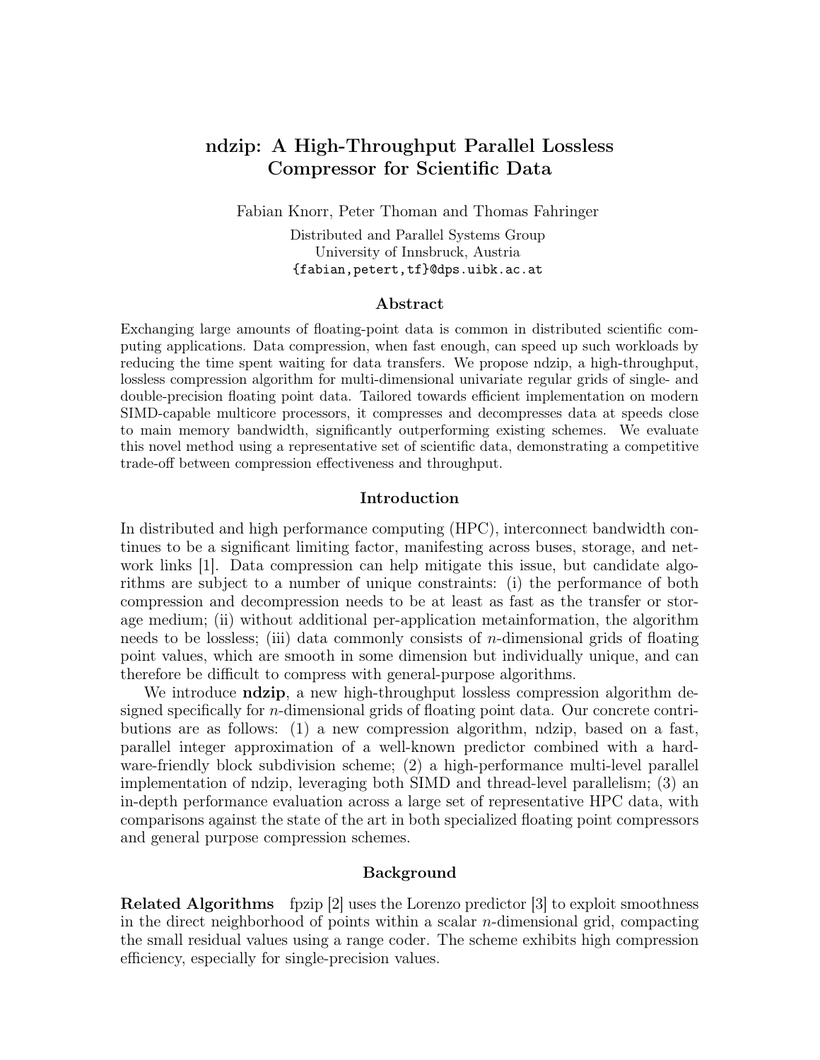# ndzip: A High-Throughput Parallel Lossless Compressor for Scientific Data

Fabian Knorr, Peter Thoman and Thomas Fahringer

Distributed and Parallel Systems Group
University of Innsbruck, Austria
{fabian,petert,tf}@dps.uibk.ac.at

## Abstract

Exchanging large amounts of floating-point data is common in distributed scientific computing applications. Data compression, when fast enough, can speed up such workloads by reducing the time spent waiting for data transfers. We propose ndzip, a high-throughput, lossless compression algorithm for multi-dimensional univariate regular grids of single- and double-precision floating point data. Tailored towards efficient implementation on modern SIMD-capable multicore processors, it compresses and decompresses data at speeds close to main memory bandwidth, significantly outperforming existing schemes. We evaluate this novel method using a representative set of scientific data, demonstrating a competitive trade-off between compression effectiveness and throughput.

## Introduction

In distributed and high performance computing (HPC), interconnect bandwidth continues to be a significant limiting factor, manifesting across buses, storage, and network links [1]. Data compression can help mitigate this issue, but candidate algorithms are subject to a number of unique constraints: (i) the performance of both compression and decompression needs to be at least as fast as the transfer or storage medium; (ii) without additional per-application metainformation, the algorithm needs to be lossless; (iii) data commonly consists of $n$-dimensional grids of floating point values, which are smooth in some dimension but individually unique, and can therefore be difficult to compress with general-purpose algorithms.

We introduce **ndzip**, a new high-throughput lossless compression algorithm designed specifically for $n$-dimensional grids of floating point data. Our concrete contributions are as follows: (1) a new compression algorithm, ndzip, based on a fast, parallel integer approximation of a well-known predictor combined with a hardware-friendly block subdivision scheme; (2) a high-performance multi-level parallel implementation of ndzip, leveraging both SIMD and thread-level parallelism; (3) an in-depth performance evaluation across a large set of representative HPC data, with comparisons against the state of the art in both specialized floating point compressors and general purpose compression schemes.

## Background

**Related Algorithms** fpzip [2] uses the Lorenzo predictor [3] to exploit smoothness in the direct neighborhood of points within a scalar $n$-dimensional grid, compacting the small residual values using a range coder. The scheme exhibits high compression efficiency, especially for single-precision values.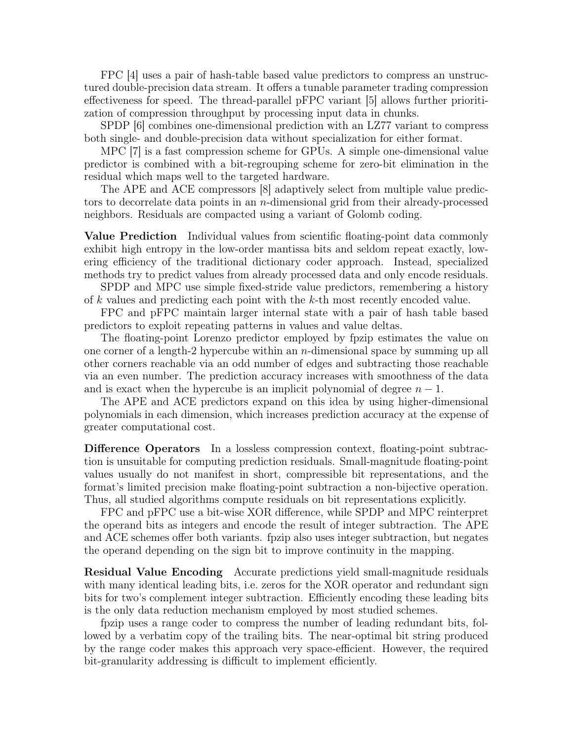FPC [4] uses a pair of hash-table based value predictors to compress an unstructured double-precision data stream. It offers a tunable parameter trading compression effectiveness for speed. The thread-parallel pFPC variant [5] allows further prioritization of compression throughput by processing input data in chunks.

SPDP [6] combines one-dimensional prediction with an LZ77 variant to compress both single- and double-precision data without specialization for either format.

MPC [7] is a fast compression scheme for GPUs. A simple one-dimensional value predictor is combined with a bit-regrouping scheme for zero-bit elimination in the residual which maps well to the targeted hardware.

The APE and ACE compressors [8] adaptively select from multiple value predictors to decorrelate data points in an $n$-dimensional grid from their already-processed neighbors. Residuals are compacted using a variant of Golomb coding.

**Value Prediction** Individual values from scientific floating-point data commonly exhibit high entropy in the low-order mantissa bits and seldom repeat exactly, lowering efficiency of the traditional dictionary coder approach. Instead, specialized methods try to predict values from already processed data and only encode residuals.

SPDP and MPC use simple fixed-stride value predictors, remembering a history of $k$ values and predicting each point with the $k$-th most recently encoded value.

FPC and pFPC maintain larger internal state with a pair of hash table based predictors to exploit repeating patterns in values and value deltas.

The floating-point Lorenzo predictor employed by fpzip estimates the value on one corner of a length-2 hypercube within an $n$-dimensional space by summing up all other corners reachable via an odd number of edges and subtracting those reachable via an even number. The prediction accuracy increases with smoothness of the data and is exact when the hypercube is an implicit polynomial of degree $n-1$.

The APE and ACE predictors expand on this idea by using higher-dimensional polynomials in each dimension, which increases prediction accuracy at the expense of greater computational cost.

**Difference Operators** In a lossless compression context, floating-point subtraction is unsuitable for computing prediction residuals. Small-magnitude floating-point values usually do not manifest in short, compressible bit representations, and the format's limited precision make floating-point subtraction a non-bijective operation. Thus, all studied algorithms compute residuals on bit representations explicitly.

FPC and pFPC use a bit-wise XOR difference, while SPDP and MPC reinterpret the operand bits as integers and encode the result of integer subtraction. The APE and ACE schemes offer both variants. fpzip also uses integer subtraction, but negates the operand depending on the sign bit to improve continuity in the mapping.

**Residual Value Encoding** Accurate predictions yield small-magnitude residuals with many identical leading bits, i.e. zeros for the XOR operator and redundant sign bits for two's complement integer subtraction. Efficiently encoding these leading bits is the only data reduction mechanism employed by most studied schemes.

fpzip uses a range coder to compress the number of leading redundant bits, followed by a verbatim copy of the trailing bits. The near-optimal bit string produced by the range coder makes this approach very space-efficient. However, the required bit-granularity addressing is difficult to implement efficiently.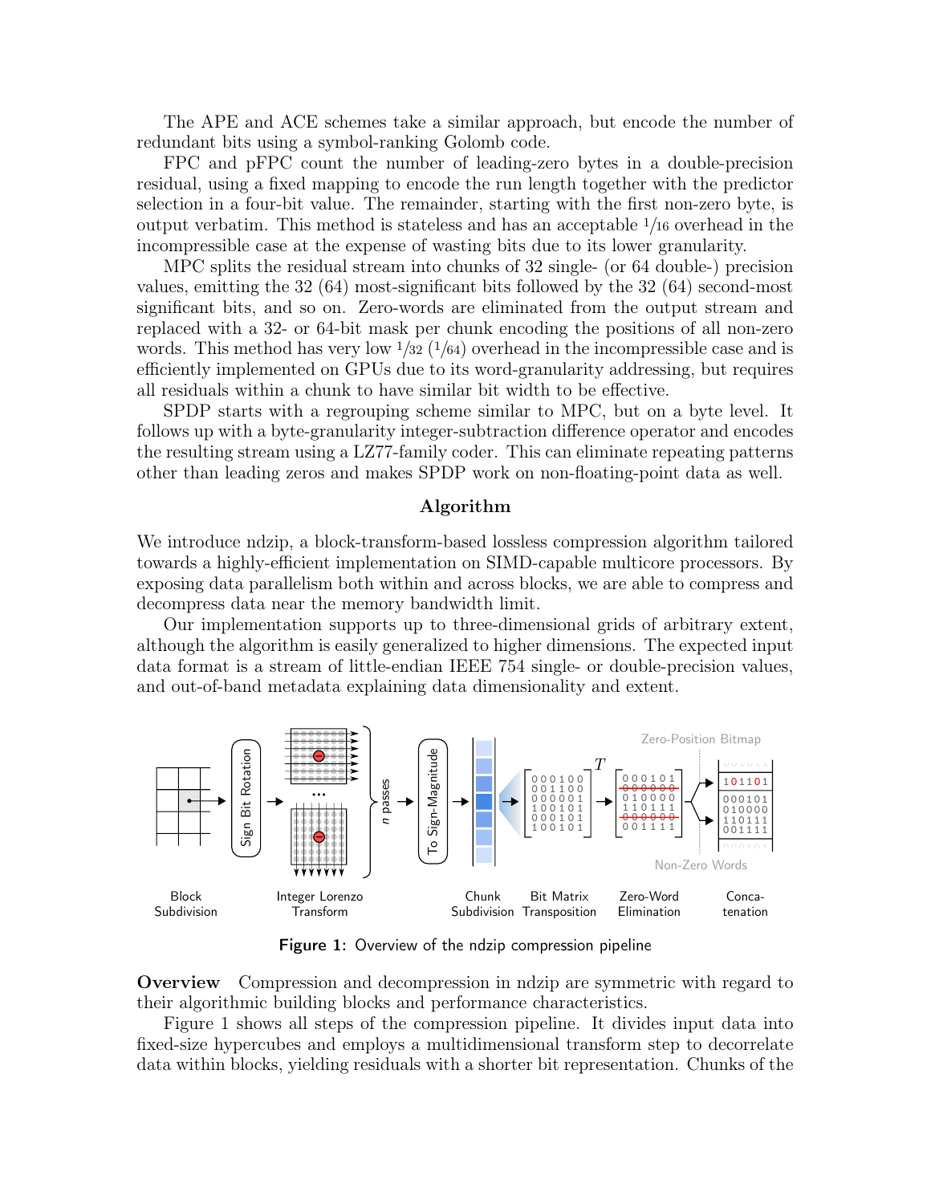The APE and ACE schemes take a similar approach, but encode the number of redundant bits using a symbol-ranking Golomb code.

FPC and pFPC count the number of leading-zero bytes in a double-precision residual, using a fixed mapping to encode the run length together with the predictor selection in a four-bit value. The remainder, starting with the first non-zero byte, is output verbatim. This method is stateless and has an acceptable $1/16$ overhead in the incompressible case at the expense of wasting bits due to its lower granularity.

MPC splits the residual stream into chunks of 32 single- (or 64 double-) precision values, emitting the 32 (64) most-significant bits followed by the 32 (64) second-most significant bits, and so on. Zero-words are eliminated from the output stream and replaced with a 32- or 64-bit mask per chunk encoding the positions of all non-zero words. This method has very low $1/32$ ($1/64$) overhead in the incompressible case and is efficiently implemented on GPUs due to its word-granularity addressing, but requires all residuals within a chunk to have similar bit width to be effective.

SPDP starts with a regrouping scheme similar to MPC, but on a byte level. It follows up with a byte-granularity integer-subtraction difference operator and encodes the resulting stream using a LZ77-family coder. This can eliminate repeating patterns other than leading zeros and makes SPDP work on non-floating-point data as well.

## Algorithm

We introduce ndzip, a block-transform-based lossless compression algorithm tailored towards a highly-efficient implementation on SIMD-capable multicore processors. By exposing data parallelism both within and across blocks, we are able to compress and decompress data near the memory bandwidth limit.

Our implementation supports up to three-dimensional grids of arbitrary extent, although the algorithm is easily generalized to higher dimensions. The expected input data format is a stream of little-endian IEEE 754 single- or double-precision values, and out-of-band metadata explaining data dimensionality and extent.

Figure 1: Overview of the ndzip compression pipeline

**Overview** Compression and decompression in ndzip are symmetric with regard to their algorithmic building blocks and performance characteristics.

Figure 1 shows all steps of the compression pipeline. It divides input data into fixed-size hypercubes and employs a multidimensional transform step to decorrelate data within blocks, yielding residuals with a shorter bit representation. Chunks of the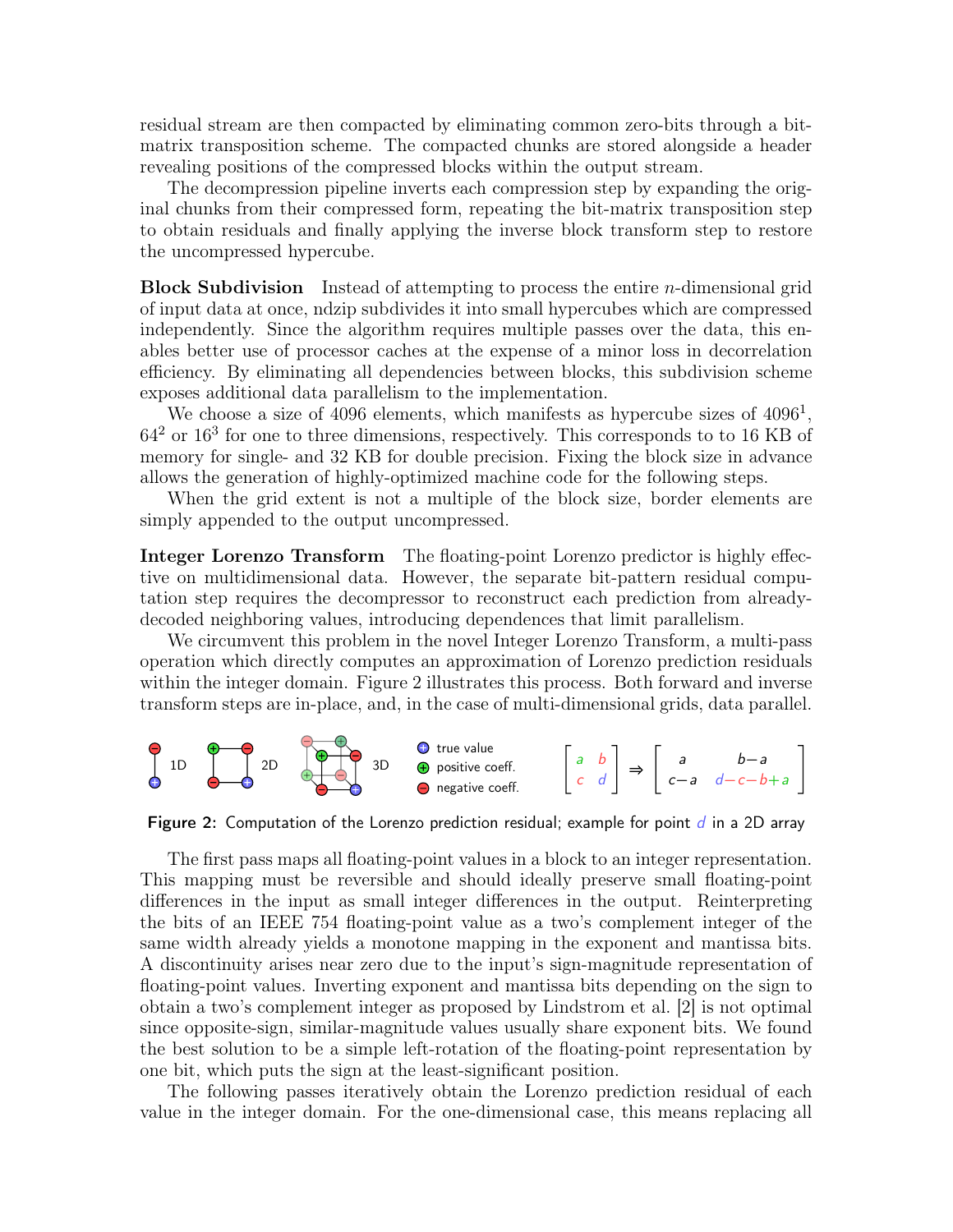residual stream are then compacted by eliminating common zero-bits through a bit-matrix transposition scheme. The compacted chunks are stored alongside a header revealing positions of the compressed blocks within the output stream.

The decompression pipeline inverts each compression step by expanding the original chunks from their compressed form, repeating the bit-matrix transposition step to obtain residuals and finally applying the inverse block transform step to restore the uncompressed hypercube.

**Block Subdivision** Instead of attempting to process the entire $n$-dimensional grid of input data at once, ndzip subdivides it into small hypercubes which are compressed independently. Since the algorithm requires multiple passes over the data, this enables better use of processor caches at the expense of a minor loss in decorrelation efficiency. By eliminating all dependencies between blocks, this subdivision scheme exposes additional data parallelism to the implementation.

We choose a size of 4096 elements, which manifests as hypercube sizes of $4096^1$, $64^2$ or $16^3$ for one to three dimensions, respectively. This corresponds to to 16 KB of memory for single- and 32 KB for double precision. Fixing the block size in advance allows the generation of highly-optimized machine code for the following steps.

When the grid extent is not a multiple of the block size, border elements are simply appended to the output uncompressed.

**Integer Lorenzo Transform** The floating-point Lorenzo predictor is highly effective on multidimensional data. However, the separate bit-pattern residual computation step requires the decompressor to reconstruct each prediction from already-decoded neighboring values, introducing dependences that limit parallelism.

We circumvent this problem in the novel Integer Lorenzo Transform, a multi-pass operation which directly computes an approximation of Lorenzo prediction residuals within the integer domain. Figure 2 illustrates this process. Both forward and inverse transform steps are in-place, and, in the case of multi-dimensional grids, data parallel.

1D 2D 3D — true value, positive coeff., negative coeff.

$$\begin{bmatrix} a & b \\ c & d \end{bmatrix} \Rightarrow \begin{bmatrix} a & b-a \\ c-a & d-c-b+a \end{bmatrix}$$

**Figure 2:** Computation of the Lorenzo prediction residual; example for point $d$ in a 2D array

The first pass maps all floating-point values in a block to an integer representation. This mapping must be reversible and should ideally preserve small floating-point differences in the input as small integer differences in the output. Reinterpreting the bits of an IEEE 754 floating-point value as a two's complement integer of the same width already yields a monotone mapping in the exponent and mantissa bits. A discontinuity arises near zero due to the input's sign-magnitude representation of floating-point values. Inverting exponent and mantissa bits depending on the sign to obtain a two's complement integer as proposed by Lindstrom et al. [2] is not optimal since opposite-sign, similar-magnitude values usually share exponent bits. We found the best solution to be a simple left-rotation of the floating-point representation by one bit, which puts the sign at the least-significant position.

The following passes iteratively obtain the Lorenzo prediction residual of each value in the integer domain. For the one-dimensional case, this means replacing all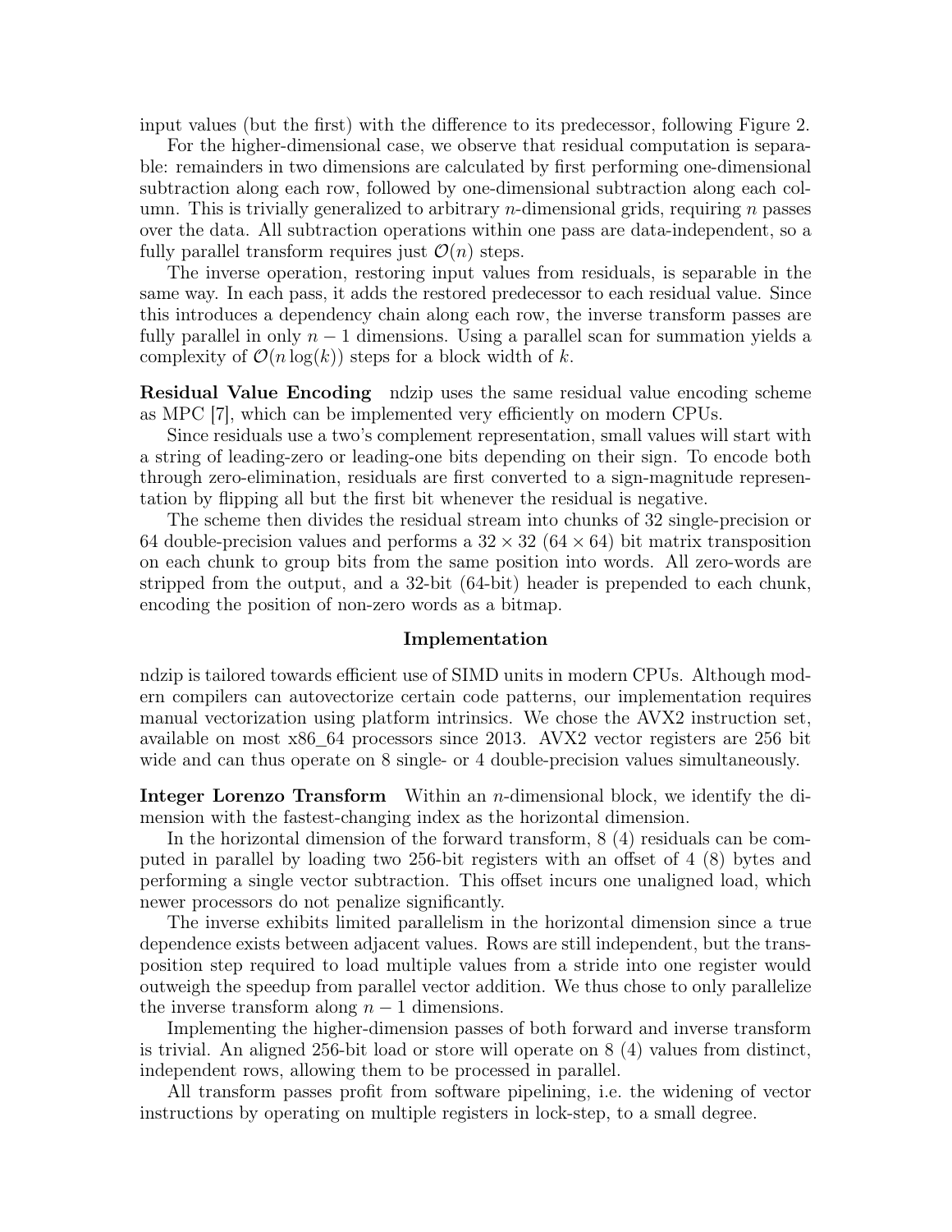input values (but the first) with the difference to its predecessor, following Figure 2.

For the higher-dimensional case, we observe that residual computation is separable: remainders in two dimensions are calculated by first performing one-dimensional subtraction along each row, followed by one-dimensional subtraction along each column. This is trivially generalized to arbitrary $n$-dimensional grids, requiring $n$ passes over the data. All subtraction operations within one pass are data-independent, so a fully parallel transform requires just $\mathcal{O}(n)$ steps.

The inverse operation, restoring input values from residuals, is separable in the same way. In each pass, it adds the restored predecessor to each residual value. Since this introduces a dependency chain along each row, the inverse transform passes are fully parallel in only $n-1$ dimensions. Using a parallel scan for summation yields a complexity of $\mathcal{O}(n \log(k))$ steps for a block width of $k$.

**Residual Value Encoding** ndzip uses the same residual value encoding scheme as MPC [7], which can be implemented very efficiently on modern CPUs.

Since residuals use a two's complement representation, small values will start with a string of leading-zero or leading-one bits depending on their sign. To encode both through zero-elimination, residuals are first converted to a sign-magnitude representation by flipping all but the first bit whenever the residual is negative.

The scheme then divides the residual stream into chunks of 32 single-precision or 64 double-precision values and performs a $32 \times 32$ ($64 \times 64$) bit matrix transposition on each chunk to group bits from the same position into words. All zero-words are stripped from the output, and a 32-bit (64-bit) header is prepended to each chunk, encoding the position of non-zero words as a bitmap.

## Implementation

ndzip is tailored towards efficient use of SIMD units in modern CPUs. Although modern compilers can autovectorize certain code patterns, our implementation requires manual vectorization using platform intrinsics. We chose the AVX2 instruction set, available on most x86_64 processors since 2013. AVX2 vector registers are 256 bit wide and can thus operate on 8 single- or 4 double-precision values simultaneously.

**Integer Lorenzo Transform** Within an $n$-dimensional block, we identify the dimension with the fastest-changing index as the horizontal dimension.

In the horizontal dimension of the forward transform, 8 (4) residuals can be computed in parallel by loading two 256-bit registers with an offset of 4 (8) bytes and performing a single vector subtraction. This offset incurs one unaligned load, which newer processors do not penalize significantly.

The inverse exhibits limited parallelism in the horizontal dimension since a true dependence exists between adjacent values. Rows are still independent, but the transposition step required to load multiple values from a stride into one register would outweigh the speedup from parallel vector addition. We thus chose to only parallelize the inverse transform along $n-1$ dimensions.

Implementing the higher-dimension passes of both forward and inverse transform is trivial. An aligned 256-bit load or store will operate on 8 (4) values from distinct, independent rows, allowing them to be processed in parallel.

All transform passes profit from software pipelining, i.e. the widening of vector instructions by operating on multiple registers in lock-step, to a small degree.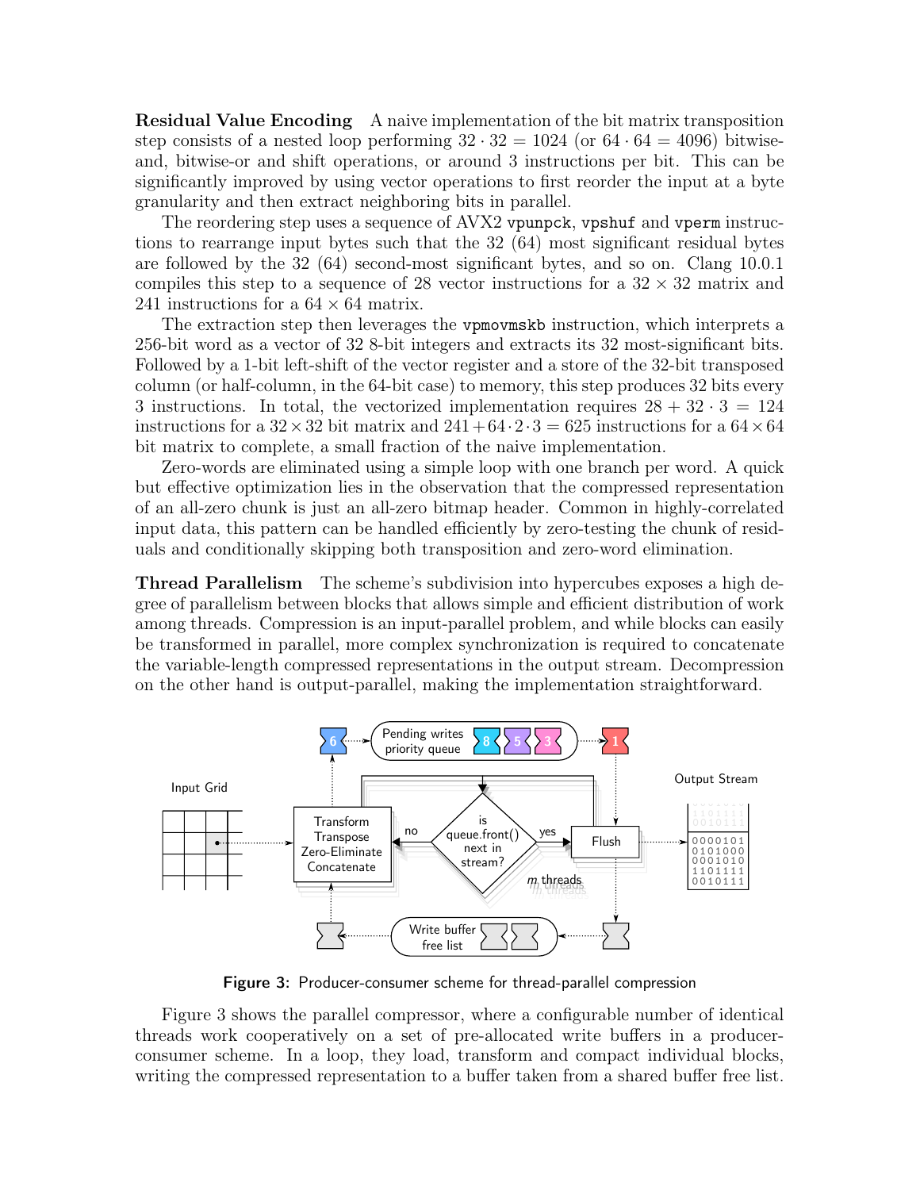**Residual Value Encoding** A naive implementation of the bit matrix transposition step consists of a nested loop performing $32 \cdot 32 = 1024$ (or $64 \cdot 64 = 4096$) bitwise-and, bitwise-or and shift operations, or around 3 instructions per bit. This can be significantly improved by using vector operations to first reorder the input at a byte granularity and then extract neighboring bits in parallel.

The reordering step uses a sequence of AVX2 `vpunpck`, `vpshuf` and `vperm` instructions to rearrange input bytes such that the 32 (64) most significant residual bytes are followed by the 32 (64) second-most significant bytes, and so on. Clang 10.0.1 compiles this step to a sequence of 28 vector instructions for a $32 \times 32$ matrix and 241 instructions for a $64 \times 64$ matrix.

The extraction step then leverages the `vpmovmskb` instruction, which interprets a 256-bit word as a vector of 32 8-bit integers and extracts its 32 most-significant bits. Followed by a 1-bit left-shift of the vector register and a store of the 32-bit transposed column (or half-column, in the 64-bit case) to memory, this step produces 32 bits every 3 instructions. In total, the vectorized implementation requires $28 + 32 \cdot 3 = 124$ instructions for a $32 \times 32$ bit matrix and $241 + 64 \cdot 2 \cdot 3 = 625$ instructions for a $64 \times 64$ bit matrix to complete, a small fraction of the naive implementation.

Zero-words are eliminated using a simple loop with one branch per word. A quick but effective optimization lies in the observation that the compressed representation of an all-zero chunk is just an all-zero bitmap header. Common in highly-correlated input data, this pattern can be handled efficiently by zero-testing the chunk of residuals and conditionally skipping both transposition and zero-word elimination.

**Thread Parallelism** The scheme's subdivision into hypercubes exposes a high degree of parallelism between blocks that allows simple and efficient distribution of work among threads. Compression is an input-parallel problem, and while blocks can easily be transformed in parallel, more complex synchronization is required to concatenate the variable-length compressed representations in the output stream. Decompression on the other hand is output-parallel, making the implementation straightforward.

**Figure 3:** Producer-consumer scheme for thread-parallel compression

Figure 3 shows the parallel compressor, where a configurable number of identical threads work cooperatively on a set of pre-allocated write buffers in a producer-consumer scheme. In a loop, they load, transform and compact individual blocks, writing the compressed representation to a buffer taken from a shared buffer free list.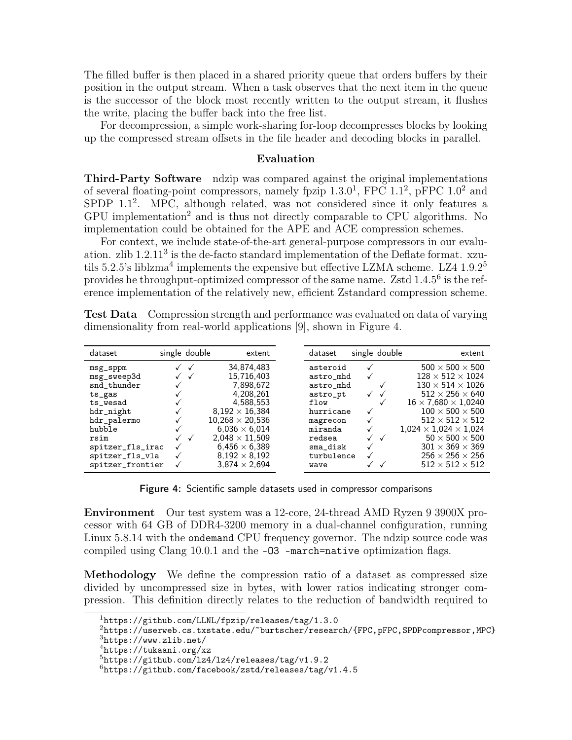The filled buffer is then placed in a shared priority queue that orders buffers by their position in the output stream. When a task observes that the next item in the queue is the successor of the block most recently written to the output stream, it flushes the write, placing the buffer back into the free list.

For decompression, a simple work-sharing for-loop decompresses blocks by looking up the compressed stream offsets in the file header and decoding blocks in parallel.

## Evaluation

**Third-Party Software** ndzip was compared against the original implementations of several floating-point compressors, namely fpzip 1.3.0[1], FPC 1.1[2], pFPC 1.0[2] and SPDP 1.1[2]. MPC, although related, was not considered since it only features a GPU implementation[2] and is thus not directly comparable to CPU algorithms. No implementation could be obtained for the APE and ACE compression schemes.

For context, we include state-of-the-art general-purpose compressors in our evaluation. zlib 1.2.11[3] is the de-facto standard implementation of the Deflate format. xzutils 5.2.5's liblzma[4] implements the expensive but effective LZMA scheme. LZ4 1.9.2[5] provides he throughput-optimized compressor of the same name. Zstd 1.4.5[6] is the reference implementation of the relatively new, efficient Zstandard compression scheme.

**Test Data** Compression strength and performance was evaluated on data of varying dimensionality from real-world applications [9], shown in Figure 4.

| dataset | single | double | extent |
|---|---|---|---|
| msg_sppm | ✓ | ✓ | 34,874,483 |
| msg_sweep3d | ✓ | ✓ | 15,716,403 |
| snd_thunder | ✓ | | 7,898,672 |
| ts_gas | ✓ | | 4,208,261 |
| ts_wesad | ✓ | | 4,588,553 |
| hdr_night | ✓ | | $8{,}192 \times 16{,}384$ |
| hdr_palermo | ✓ | | $10{,}268 \times 20{,}536$ |
| hubble | ✓ | | $6{,}036 \times 6{,}014$ |
| rsim | ✓ | ✓ | $2{,}048 \times 11{,}509$ |
| spitzer_fls_irac | ✓ | | $6{,}456 \times 6{,}389$ |
| spitzer_fls_vla | ✓ | | $8{,}192 \times 8{,}192$ |
| spitzer_frontier | ✓ | | $3{,}874 \times 2{,}694$ |

| dataset | single | double | extent |
|---|---|---|---|
| asteroid | ✓ | | $500 \times 500 \times 500$ |
| astro_mhd | ✓ | | $128 \times 512 \times 1024$ |
| astro_mhd | | ✓ | $130 \times 514 \times 1026$ |
| astro_pt | ✓ | ✓ | $512 \times 256 \times 640$ |
| flow | | ✓ | $16 \times 7{,}680 \times 1{,}0240$ |
| hurricane | ✓ | | $100 \times 500 \times 500$ |
| magrecon | ✓ | | $512 \times 512 \times 512$ |
| miranda | ✓ | | $1{,}024 \times 1{,}024 \times 1{,}024$ |
| redsea | ✓ | ✓ | $50 \times 500 \times 500$ |
| sma_disk | ✓ | | $301 \times 369 \times 369$ |
| turbulence | ✓ | | $256 \times 256 \times 256$ |
| wave | ✓ | ✓ | $512 \times 512 \times 512$ |

**Figure 4:** Scientific sample datasets used in compressor comparisons

**Environment** Our test system was a 12-core, 24-thread AMD Ryzen 9 3900X processor with 64 GB of DDR4-3200 memory in a dual-channel configuration, running Linux 5.8.14 with the `ondemand` CPU frequency governor. The ndzip source code was compiled using Clang 10.0.1 and the `-O3 -march=native` optimization flags.

**Methodology** We define the compression ratio of a dataset as compressed size divided by uncompressed size in bytes, with lower ratios indicating stronger compression. This definition directly relates to the reduction of bandwidth required to

[1] https://github.com/LLNL/fpzip/releases/tag/1.3.0
[2] https://userweb.cs.txstate.edu/~burtscher/research/{FPC,pFPC,SPDPcompressor,MPC}
[3] https://www.zlib.net/
[4] https://tukaani.org/xz
[5] https://github.com/lz4/lz4/releases/tag/v1.9.2
[6] https://github.com/facebook/zstd/releases/tag/v1.4.5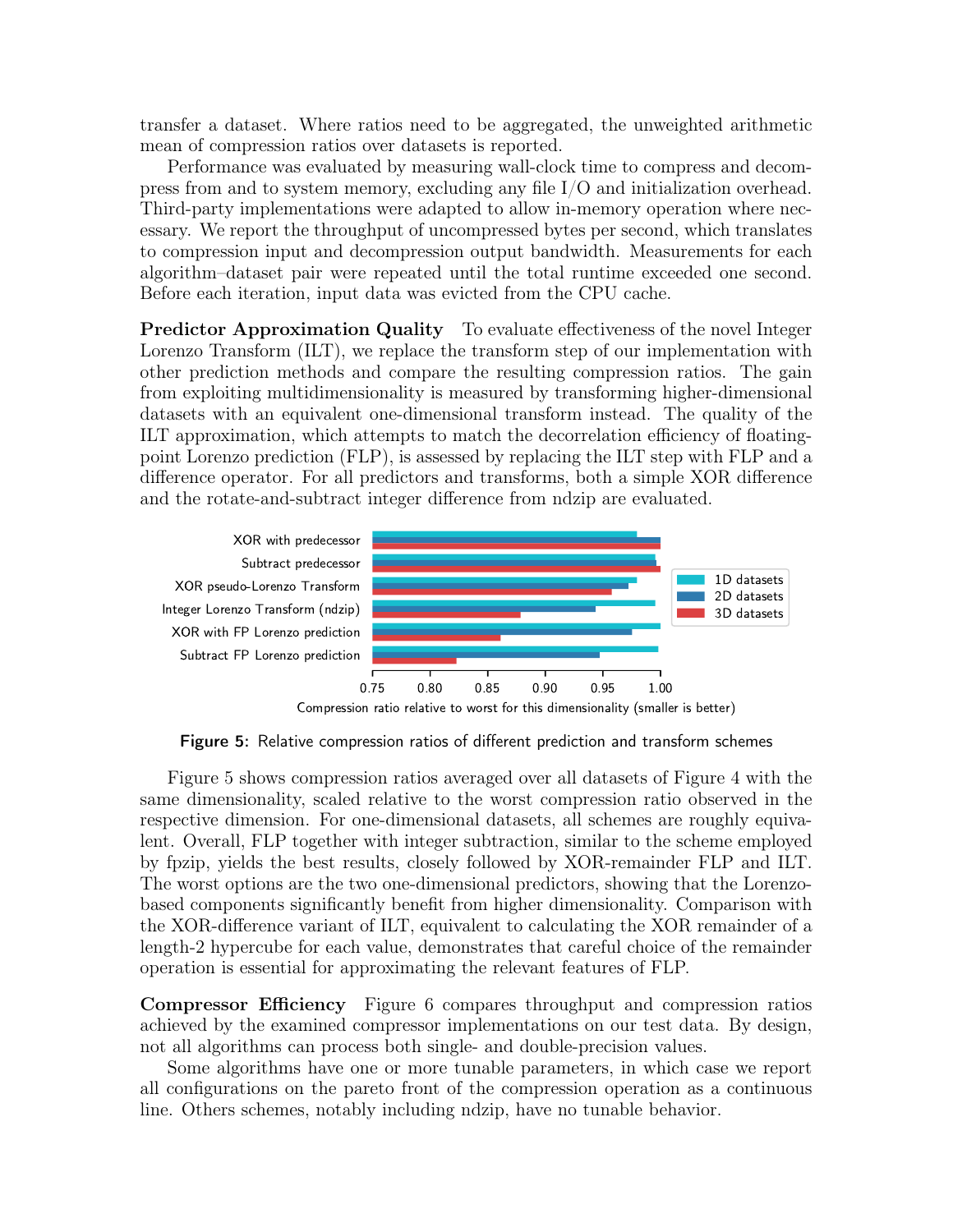transfer a dataset. Where ratios need to be aggregated, the unweighted arithmetic mean of compression ratios over datasets is reported.

Performance was evaluated by measuring wall-clock time to compress and decompress from and to system memory, excluding any file I/O and initialization overhead. Third-party implementations were adapted to allow in-memory operation where necessary. We report the throughput of uncompressed bytes per second, which translates to compression input and decompression output bandwidth. Measurements for each algorithm–dataset pair were repeated until the total runtime exceeded one second. Before each iteration, input data was evicted from the CPU cache.

**Predictor Approximation Quality** To evaluate effectiveness of the novel Integer Lorenzo Transform (ILT), we replace the transform step of our implementation with other prediction methods and compare the resulting compression ratios. The gain from exploiting multidimensionality is measured by transforming higher-dimensional datasets with an equivalent one-dimensional transform instead. The quality of the ILT approximation, which attempts to match the decorrelation efficiency of floating-point Lorenzo prediction (FLP), is assessed by replacing the ILT step with FLP and a difference operator. For all predictors and transforms, both a simple XOR difference and the rotate-and-subtract integer difference from ndzip are evaluated.

**Figure 5:** Relative compression ratios of different prediction and transform schemes

Figure 5 shows compression ratios averaged over all datasets of Figure 4 with the same dimensionality, scaled relative to the worst compression ratio observed in the respective dimension. For one-dimensional datasets, all schemes are roughly equivalent. Overall, FLP together with integer subtraction, similar to the scheme employed by fpzip, yields the best results, closely followed by XOR-remainder FLP and ILT. The worst options are the two one-dimensional predictors, showing that the Lorenzo-based components significantly benefit from higher dimensionality. Comparison with the XOR-difference variant of ILT, equivalent to calculating the XOR remainder of a length-2 hypercube for each value, demonstrates that careful choice of the remainder operation is essential for approximating the relevant features of FLP.

**Compressor Efficiency** Figure 6 compares throughput and compression ratios achieved by the examined compressor implementations on our test data. By design, not all algorithms can process both single- and double-precision values.

Some algorithms have one or more tunable parameters, in which case we report all configurations on the pareto front of the compression operation as a continuous line. Others schemes, notably including ndzip, have no tunable behavior.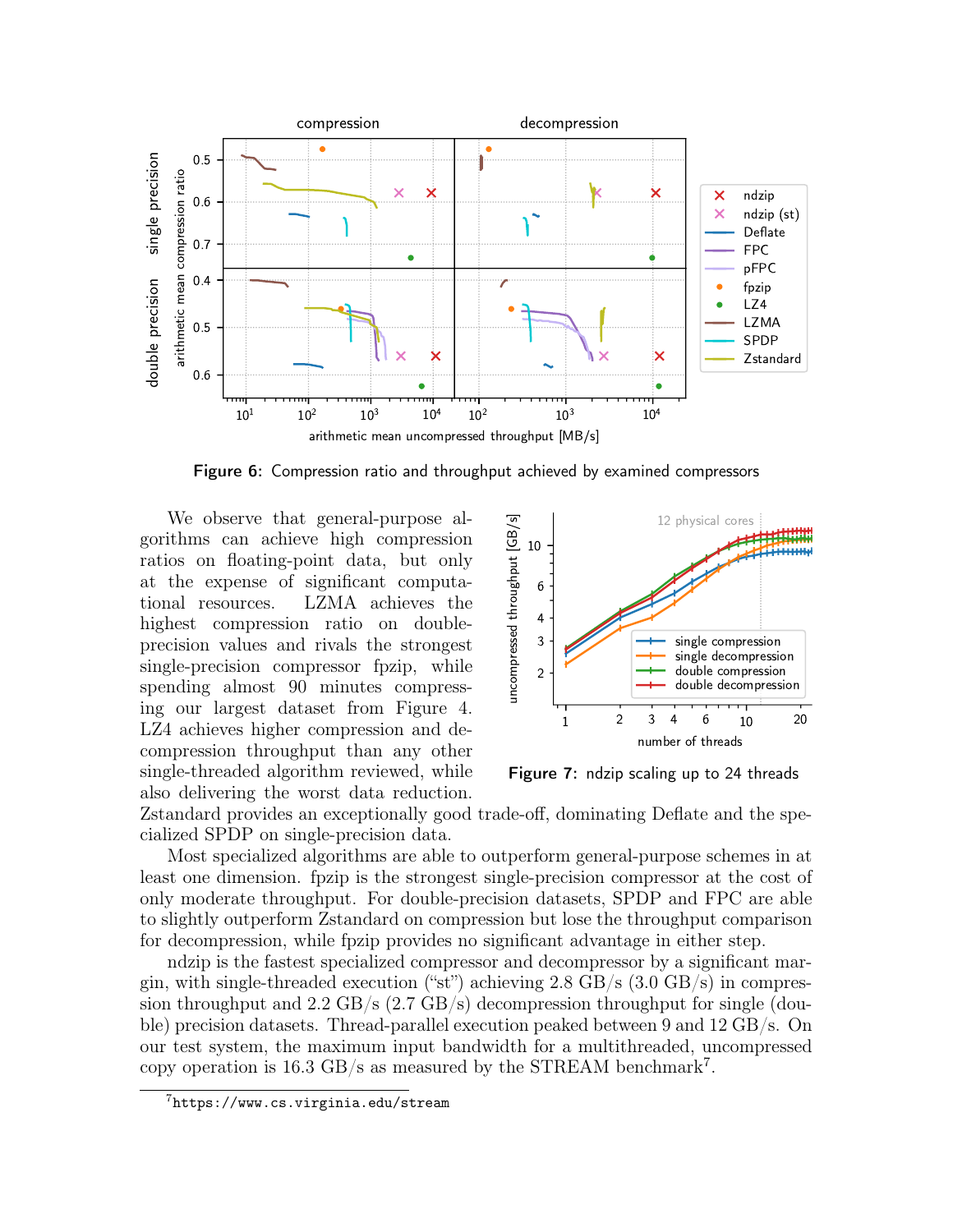Figure 6: Compression ratio and throughput achieved by examined compressors

We observe that general-purpose algorithms can achieve high compression ratios on floating-point data, but only at the expense of significant computational resources. LZMA achieves the highest compression ratio on double-precision values and rivals the strongest single-precision compressor fpzip, while spending almost 90 minutes compressing our largest dataset from Figure 4. LZ4 achieves higher compression and decompression throughput than any other single-threaded algorithm reviewed, while also delivering the worst data reduction. Zstandard provides an exceptionally good trade-off, dominating Deflate and the specialized SPDP on single-precision data.

Figure 7: ndzip scaling up to 24 threads

Most specialized algorithms are able to outperform general-purpose schemes in at least one dimension. fpzip is the strongest single-precision compressor at the cost of only moderate throughput. For double-precision datasets, SPDP and FPC are able to slightly outperform Zstandard on compression but lose the throughput comparison for decompression, while fpzip provides no significant advantage in either step.

ndzip is the fastest specialized compressor and decompressor by a significant margin, with single-threaded execution ("st") achieving 2.8 GB/s (3.0 GB/s) in compression throughput and 2.2 GB/s (2.7 GB/s) decompression throughput for single (double) precision datasets. Thread-parallel execution peaked between 9 and 12 GB/s. On our test system, the maximum input bandwidth for a multithreaded, uncompressed copy operation is 16.3 GB/s as measured by the STREAM benchmark[7].

[7] https://www.cs.virginia.edu/stream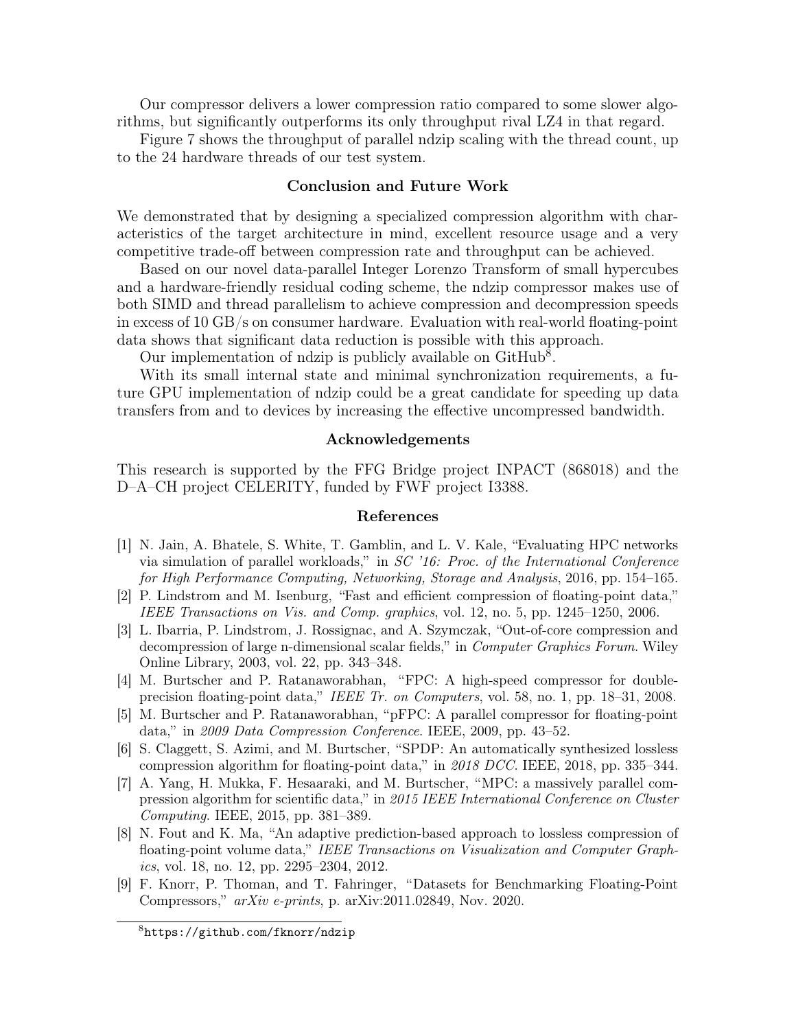Our compressor delivers a lower compression ratio compared to some slower algorithms, but significantly outperforms its only throughput rival LZ4 in that regard.

Figure 7 shows the throughput of parallel ndzip scaling with the thread count, up to the 24 hardware threads of our test system.

## Conclusion and Future Work

We demonstrated that by designing a specialized compression algorithm with characteristics of the target architecture in mind, excellent resource usage and a very competitive trade-off between compression rate and throughput can be achieved.

Based on our novel data-parallel Integer Lorenzo Transform of small hypercubes and a hardware-friendly residual coding scheme, the ndzip compressor makes use of both SIMD and thread parallelism to achieve compression and decompression speeds in excess of 10 GB/s on consumer hardware. Evaluation with real-world floating-point data shows that significant data reduction is possible with this approach.

Our implementation of ndzip is publicly available on GitHub[8].

With its small internal state and minimal synchronization requirements, a future GPU implementation of ndzip could be a great candidate for speeding up data transfers from and to devices by increasing the effective uncompressed bandwidth.

## Acknowledgements

This research is supported by the FFG Bridge project INPACT (868018) and the D–A–CH project CELERITY, funded by FWF project I3388.

## References

[1] N. Jain, A. Bhatele, S. White, T. Gamblin, and L. V. Kale, "Evaluating HPC networks via simulation of parallel workloads," in *SC '16: Proc. of the International Conference for High Performance Computing, Networking, Storage and Analysis*, 2016, pp. 154–165.

[2] P. Lindstrom and M. Isenburg, "Fast and efficient compression of floating-point data," *IEEE Transactions on Vis. and Comp. graphics*, vol. 12, no. 5, pp. 1245–1250, 2006.

[3] L. Ibarria, P. Lindstrom, J. Rossignac, and A. Szymczak, "Out-of-core compression and decompression of large n-dimensional scalar fields," in *Computer Graphics Forum*. Wiley Online Library, 2003, vol. 22, pp. 343–348.

[4] M. Burtscher and P. Ratanaworabhan, "FPC: A high-speed compressor for double-precision floating-point data," *IEEE Tr. on Computers*, vol. 58, no. 1, pp. 18–31, 2008.

[5] M. Burtscher and P. Ratanaworabhan, "pFPC: A parallel compressor for floating-point data," in *2009 Data Compression Conference*. IEEE, 2009, pp. 43–52.

[6] S. Claggett, S. Azimi, and M. Burtscher, "SPDP: An automatically synthesized lossless compression algorithm for floating-point data," in *2018 DCC*. IEEE, 2018, pp. 335–344.

[7] A. Yang, H. Mukka, F. Hesaaraki, and M. Burtscher, "MPC: a massively parallel compression algorithm for scientific data," in *2015 IEEE International Conference on Cluster Computing*. IEEE, 2015, pp. 381–389.

[8] N. Fout and K. Ma, "An adaptive prediction-based approach to lossless compression of floating-point volume data," *IEEE Transactions on Visualization and Computer Graphics*, vol. 18, no. 12, pp. 2295–2304, 2012.

[9] F. Knorr, P. Thoman, and T. Fahringer, "Datasets for Benchmarking Floating-Point Compressors," *arXiv e-prints*, p. arXiv:2011.02849, Nov. 2020.

[8] `https://github.com/fknorr/ndzip`